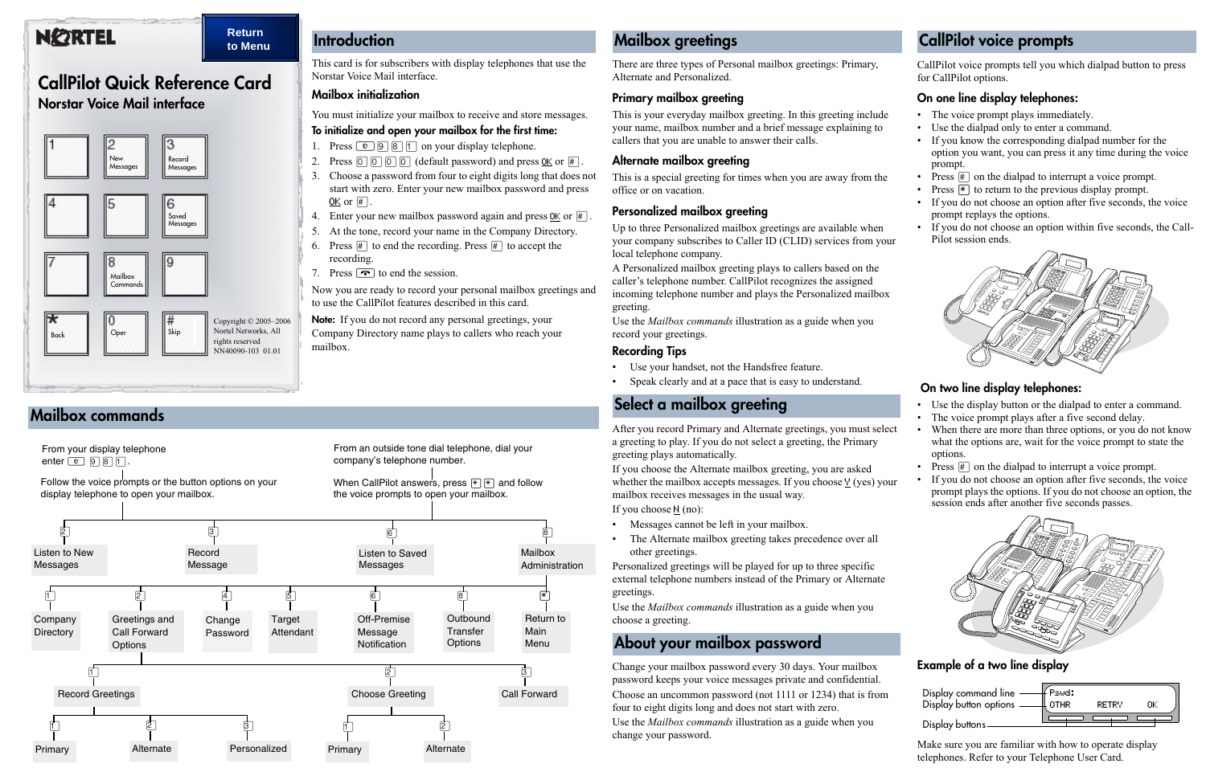# CallPilot Quick Reference Card

## Norstar Voice Mail interface

Return to Menu

| 1 | 2 New Messages | 3 Record Messages |
|---|---|---|
| 4 | 5 | 6 Saved Messages |
| 7 | 8 Mailbox Commands | 9 |
| * Back | 0 Oper | # Skip |

Copyright © 2005–2006 Nortel Networks, All rights reserved
NN40090-103 01.01

## Introduction

This card is for subscribers with display telephones that use the Norstar Voice Mail interface.

### Mailbox initialization

You must initialize your mailbox to receive and store messages.

**To initialize and open your mailbox for the first time:**

1. Press [Feature] 9 8 1 on your display telephone.
2. Press 0 0 0 0 (default password) and press OK or #.
3. Choose a password from four to eight digits long that does not start with zero. Enter your new mailbox password and press OK or #.
4. Enter your new mailbox password again and press OK or #.
5. At the tone, record your name in the Company Directory.
6. Press # to end the recording. Press # to accept the recording.
7. Press [Release] to end the session.

Now you are ready to record your personal mailbox greetings and to use the CallPilot features described in this card.

**Note:** If you do not record any personal greetings, your Company Directory name plays to callers who reach your mailbox.

## Mailbox commands

From your display telephone enter [Feature] 9 8 1.

Follow the voice prompts or the button options on your display telephone to open your mailbox.

From an outside tone dial telephone, dial your company's telephone number.

When CallPilot answers, press * * and follow the voice prompts to open your mailbox.

- 2 Listen to New Messages
- 3 Record Message
- 6 Listen to Saved Messages
- 8 Mailbox Administration
  - 1 Company Directory
  - 2 Greetings and Call Forward Options
    - 1 Record Greetings
      - 1 Primary
      - 2 Alternate
      - 3 Personalized
    - 2 Choose Greeting
      - 1 Primary
      - 2 Alternate
    - 3 Call Forward
  - 4 Change Password
  - 5 Target Attendant
  - 6 Off-Premise Message Notification
  - 8 Outbound Transfer Options
  - * Return to Main Menu

## Mailbox greetings

There are three types of Personal mailbox greetings: Primary, Alternate and Personalized.

### Primary mailbox greeting

This is your everyday mailbox greeting. In this greeting include your name, mailbox number and a brief message explaining to callers that you are unable to answer their calls.

### Alternate mailbox greeting

This is a special greeting for times when you are away from the office or on vacation.

### Personalized mailbox greeting

Up to three Personalized mailbox greetings are available when your company subscribes to Caller ID (CLID) services from your local telephone company.

A Personalized mailbox greeting plays to callers based on the caller's telephone number. CallPilot recognizes the assigned incoming telephone number and plays the Personalized mailbox greeting.

Use the *Mailbox commands* illustration as a guide when you record your greetings.

### Recording Tips

- Use your handset, not the Handsfree feature.
- Speak clearly and at a pace that is easy to understand.

## Select a mailbox greeting

After you record Primary and Alternate greetings, you must select a greeting to play. If you do not select a greeting, the Primary greeting plays automatically.

If you choose the Alternate mailbox greeting, you are asked whether the mailbox accepts messages. If you choose Y (yes) your mailbox receives messages in the usual way.

If you choose N (no):

- Messages cannot be left in your mailbox.
- The Alternate mailbox greeting takes precedence over all other greetings.

Personalized greetings will be played for up to three specific external telephone numbers instead of the Primary or Alternate greetings.

Use the *Mailbox commands* illustration as a guide when you choose a greeting.

## About your mailbox password

Change your mailbox password every 30 days. Your mailbox password keeps your voice messages private and confidential.

Choose an uncommon password (not 1111 or 1234) that is from four to eight digits long and does not start with zero.

Use the *Mailbox commands* illustration as a guide when you change your password.

## CallPilot voice prompts

CallPilot voice prompts tell you which dialpad button to press for CallPilot options.

### On one line display telephones:

- The voice prompt plays immediately.
- Use the dialpad only to enter a command.
- If you know the corresponding dialpad number for the option you want, you can press it any time during the voice prompt.
- Press # on the dialpad to interrupt a voice prompt.
- Press * to return to the previous display prompt.
- If you do not choose an option after five seconds, the voice prompt replays the options.
- If you do not choose an option within five seconds, the Call-Pilot session ends.

### On two line display telephones:

- Use the display button or the dialpad to enter a command.
- The voice prompt plays after a five second delay.
- When there are more than three options, or you do not know what the options are, wait for the voice prompt to state the options.
- Press # on the dialpad to interrupt a voice prompt.
- If you do not choose an option after five seconds, the voice prompt plays the options. If you do not choose an option, the session ends after another five seconds passes.

### Example of a two line display

Display command line — Pswd:
Display button options — OTHR RETRY OK
Display buttons

Make sure you are familiar with how to operate display telephones. Refer to your Telephone User Card.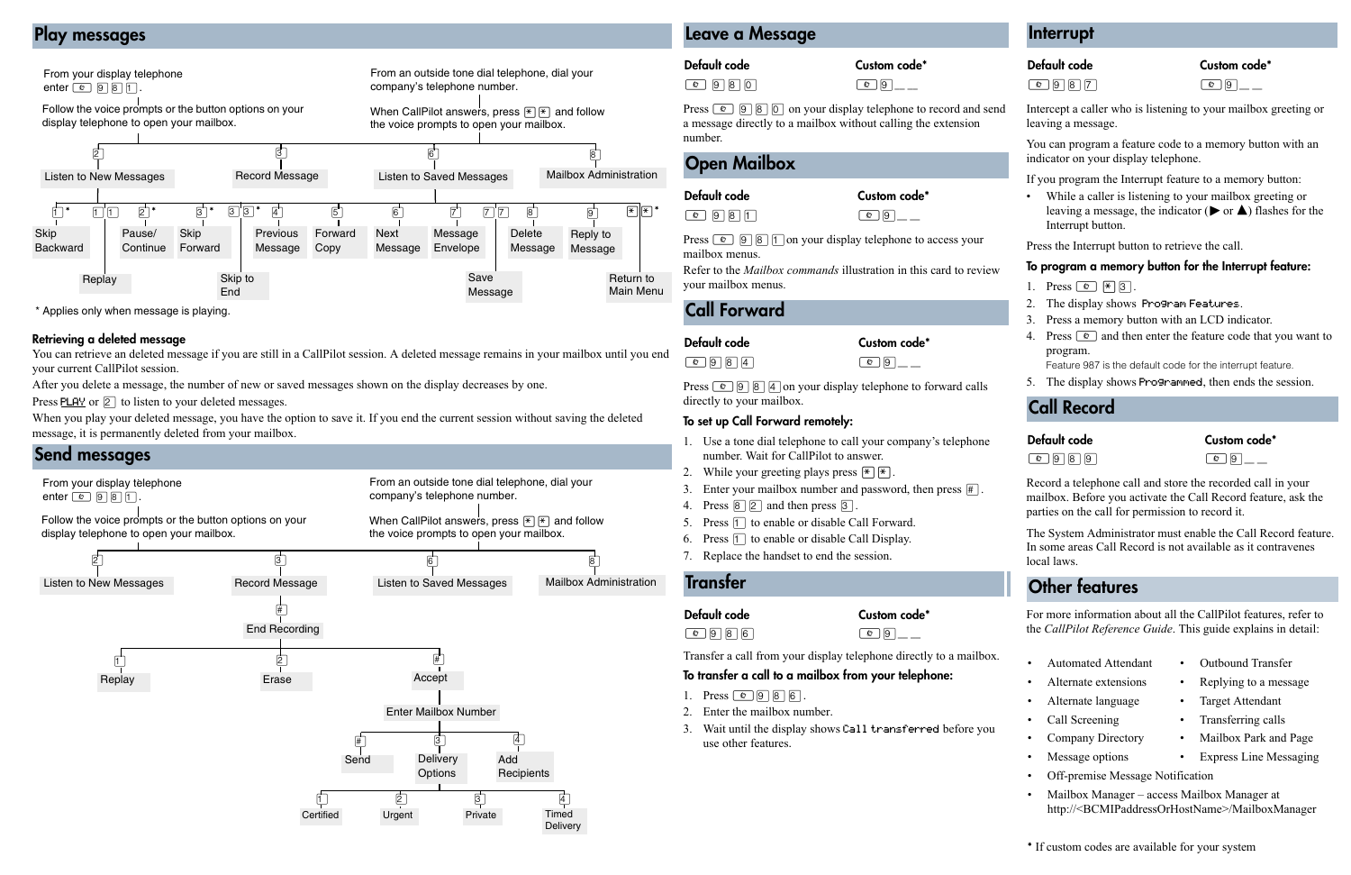## Play messages

From your display telephone enter ☎ 9 8 1.

Follow the voice prompts or the button options on your display telephone to open your mailbox.

From an outside tone dial telephone, dial your company's telephone number.

When CallPilot answers, press * * and follow the voice prompts to open your mailbox.

2 Listen to New Messages

3 Record Message

6 Listen to Saved Messages

8 Mailbox Administration

1* Skip Backward

1 1 Replay

2* Pause/ Continue

3* Skip Forward

3 3* Skip to End

4 Previous Message

5 Forward Copy

6 Next Message

7 Message Envelope

7 7 Save Message

8 Delete Message

9 Reply to Message

* * Return to Main Menu

\* Applies only when message is playing.

**Retrieving a deleted message**

You can retrieve an deleted message if you are still in a CallPilot session. A deleted message remains in your mailbox until you end your current CallPilot session.

After you delete a message, the number of new or saved messages shown on the display decreases by one.

Press PLAY or 2 to listen to your deleted messages.

When you play your deleted message, you have the option to save it. If you end the current session without saving the deleted message, it is permanently deleted from your mailbox.

## Send messages

From your display telephone enter ☎ 9 8 1.

Follow the voice prompts or the button options on your display telephone to open your mailbox.

From an outside tone dial telephone, dial your company's telephone number.

When CallPilot answers, press * * and follow the voice prompts to open your mailbox.

2 Listen to New Messages

3 Record Message

6 Listen to Saved Messages

8 Mailbox Administration

# End Recording

1 Replay

2 Erase

# Accept

Enter Mailbox Number

# Send

3 Delivery Options

4 Add Recipients

1 Certified

2 Urgent

3 Private

4 Timed Delivery

## Leave a Message

| Default code | Custom code* |
|---|---|
| ☎ 9 8 0 | ☎ 9 _ _ |

Press ☎ 9 8 0 on your display telephone to record and send a message directly to a mailbox without calling the extension number.

## Open Mailbox

| Default code | Custom code* |
|---|---|
| ☎ 9 8 1 | ☎ 9 _ _ |

Press ☎ 9 8 1 on your display telephone to access your mailbox menus.

Refer to the *Mailbox commands* illustration in this card to review your mailbox menus.

## Call Forward

| Default code | Custom code* |
|---|---|
| ☎ 9 8 4 | ☎ 9 _ _ |

Press ☎ 9 8 4 on your display telephone to forward calls directly to your mailbox.

**To set up Call Forward remotely:**

1. Use a tone dial telephone to call your company's telephone number. Wait for CallPilot to answer.
2. While your greeting plays press * *.
3. Enter your mailbox number and password, then press #.
4. Press 8 2 and then press 3.
5. Press 1 to enable or disable Call Forward.
6. Press 1 to enable or disable Call Display.
7. Replace the handset to end the session.

## Transfer

| Default code | Custom code* |
|---|---|
| ☎ 9 8 6 | ☎ 9 _ _ |

Transfer a call from your display telephone directly to a mailbox.

**To transfer a call to a mailbox from your telephone:**

1. Press ☎ 9 8 6.
2. Enter the mailbox number.
3. Wait until the display shows `Call transferred` before you use other features.

## Interrupt

| Default code | Custom code* |
|---|---|
| ☎ 9 8 7 | ☎ 9 _ _ |

Intercept a caller who is listening to your mailbox greeting or leaving a message.

You can program a feature code to a memory button with an indicator on your display telephone.

If you program the Interrupt feature to a memory button:

- While a caller is listening to your mailbox greeting or leaving a message, the indicator (▶ or ▲) flashes for the Interrupt button.

Press the Interrupt button to retrieve the call.

**To program a memory button for the Interrupt feature:**

1. Press ☎ * 3.
2. The display shows `Program Features`.
3. Press a memory button with an LCD indicator.
4. Press ☎ and then enter the feature code that you want to program.
   Feature 987 is the default code for the interrupt feature.
5. The display shows `Programmed`, then ends the session.

## Call Record

| Default code | Custom code* |
|---|---|
| ☎ 9 8 9 | ☎ 9 _ _ |

Record a telephone call and store the recorded call in your mailbox. Before you activate the Call Record feature, ask the parties on the call for permission to record it.

The System Administrator must enable the Call Record feature. In some areas Call Record is not available as it contravenes local laws.

## Other features

For more information about all the CallPilot features, refer to the *CallPilot Reference Guide*. This guide explains in detail:

- Automated Attendant
- Alternate extensions
- Alternate language
- Call Screening
- Company Directory
- Message options
- Outbound Transfer
- Replying to a message
- Target Attendant
- Transferring calls
- Mailbox Park and Page
- Express Line Messaging
- Off-premise Message Notification
- Mailbox Manager – access Mailbox Manager at http://<BCMIPaddressOrHostName>/MailboxManager

\* If custom codes are available for your system